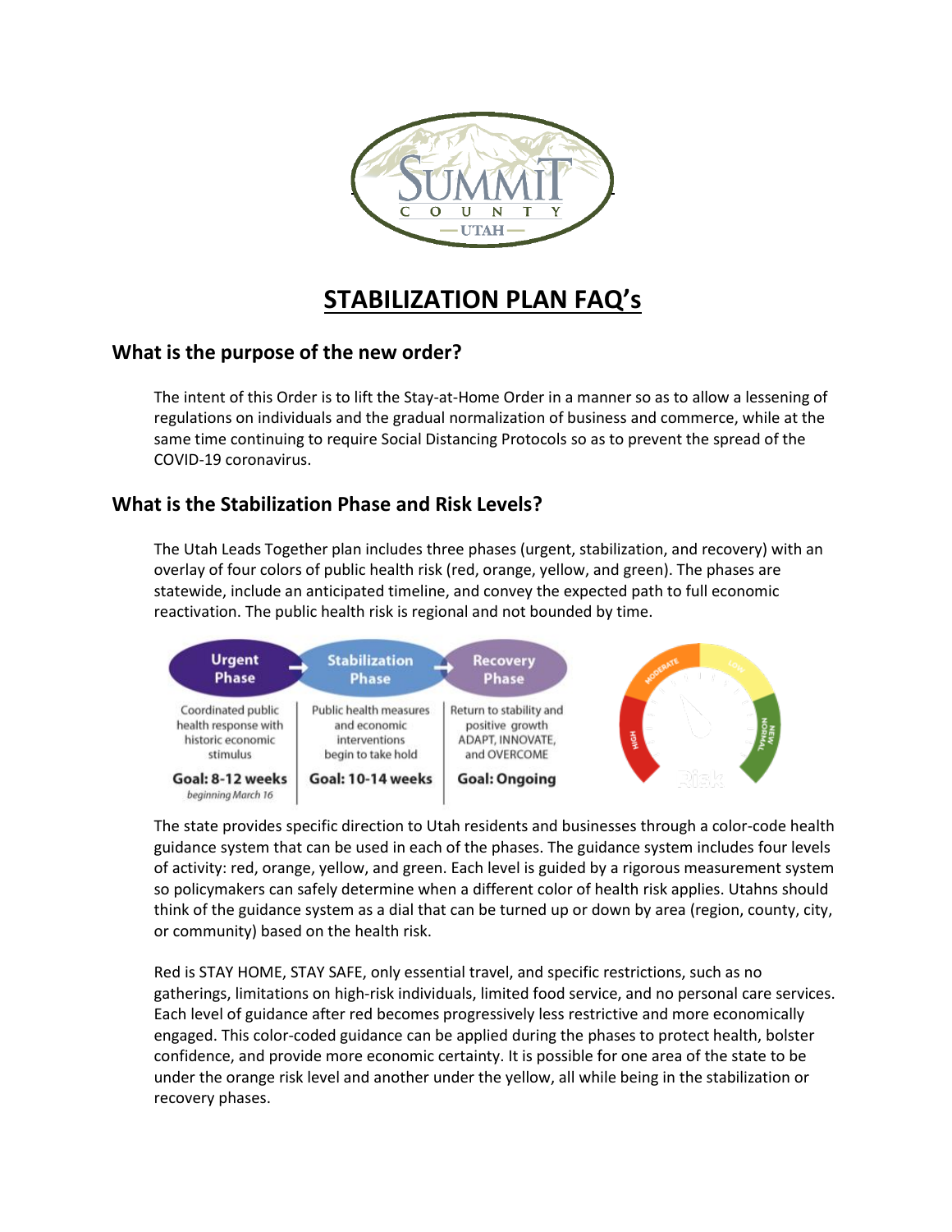# STABILIZATION PLAN FAQ's

## What is the purpose of the new order?

The intent of this Order is to lift the Stay-at-Home Order in a manner so as to allow a lessening of regulations on individuals and the gradual normalization of business and commerce, while at the same time continuing to require Social Distancing Protocols so as to prevent the spread of the COVID-19 coronavirus.

## What is the Stabilization Phase and Risk Levels?

The Utah Leads Together plan includes three phases (urgent, stabilization, and recovery) with an overlay of four colors of public health risk (red, orange, yellow, and green). The phases are statewide, include an anticipated timeline, and convey the expected path to full economic reactivation. The public health risk is regional and not bounded by time.

| Urgent Phase | Stabilization Phase | Recovery Phase |
|---|---|---|
| Coordinated public health response with historic economic stimulus | Public health measures and economic interventions begin to take hold | Return to stability and positive growth ADAPT, INNOVATE, and OVERCOME |
| **Goal: 8-12 weeks** *beginning March 16* | **Goal: 10-14 weeks** | **Goal: Ongoing** |

The state provides specific direction to Utah residents and businesses through a color-code health guidance system that can be used in each of the phases. The guidance system includes four levels of activity: red, orange, yellow, and green. Each level is guided by a rigorous measurement system so policymakers can safely determine when a different color of health risk applies. Utahns should think of the guidance system as a dial that can be turned up or down by area (region, county, city, or community) based on the health risk.

Red is STAY HOME, STAY SAFE, only essential travel, and specific restrictions, such as no gatherings, limitations on high-risk individuals, limited food service, and no personal care services. Each level of guidance after red becomes progressively less restrictive and more economically engaged. This color-coded guidance can be applied during the phases to protect health, bolster confidence, and provide more economic certainty. It is possible for one area of the state to be under the orange risk level and another under the yellow, all while being in the stabilization or recovery phases.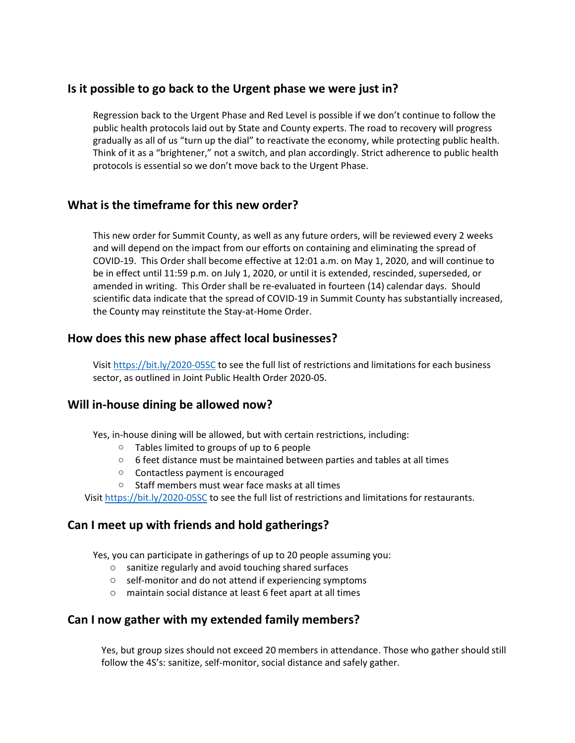## Is it possible to go back to the Urgent phase we were just in?

Regression back to the Urgent Phase and Red Level is possible if we don't continue to follow the public health protocols laid out by State and County experts. The road to recovery will progress gradually as all of us "turn up the dial" to reactivate the economy, while protecting public health. Think of it as a "brightener," not a switch, and plan accordingly. Strict adherence to public health protocols is essential so we don't move back to the Urgent Phase.

## What is the timeframe for this new order?

This new order for Summit County, as well as any future orders, will be reviewed every 2 weeks and will depend on the impact from our efforts on containing and eliminating the spread of COVID-19. This Order shall become effective at 12:01 a.m. on May 1, 2020, and will continue to be in effect until 11:59 p.m. on July 1, 2020, or until it is extended, rescinded, superseded, or amended in writing. This Order shall be re-evaluated in fourteen (14) calendar days. Should scientific data indicate that the spread of COVID-19 in Summit County has substantially increased, the County may reinstitute the Stay-at-Home Order.

## How does this new phase affect local businesses?

Visit [https://bit.ly/2020-05SC](https://bit.ly/2020-05SC) to see the full list of restrictions and limitations for each business sector, as outlined in Joint Public Health Order 2020-05.

## Will in-house dining be allowed now?

Yes, in-house dining will be allowed, but with certain restrictions, including:

- Tables limited to groups of up to 6 people
- 6 feet distance must be maintained between parties and tables at all times
- Contactless payment is encouraged
- Staff members must wear face masks at all times

Visit [https://bit.ly/2020-05SC](https://bit.ly/2020-05SC) to see the full list of restrictions and limitations for restaurants.

## Can I meet up with friends and hold gatherings?

Yes, you can participate in gatherings of up to 20 people assuming you:

- sanitize regularly and avoid touching shared surfaces
- self-monitor and do not attend if experiencing symptoms
- maintain social distance at least 6 feet apart at all times

## Can I now gather with my extended family members?

Yes, but group sizes should not exceed 20 members in attendance. Those who gather should still follow the 4S's: sanitize, self-monitor, social distance and safely gather.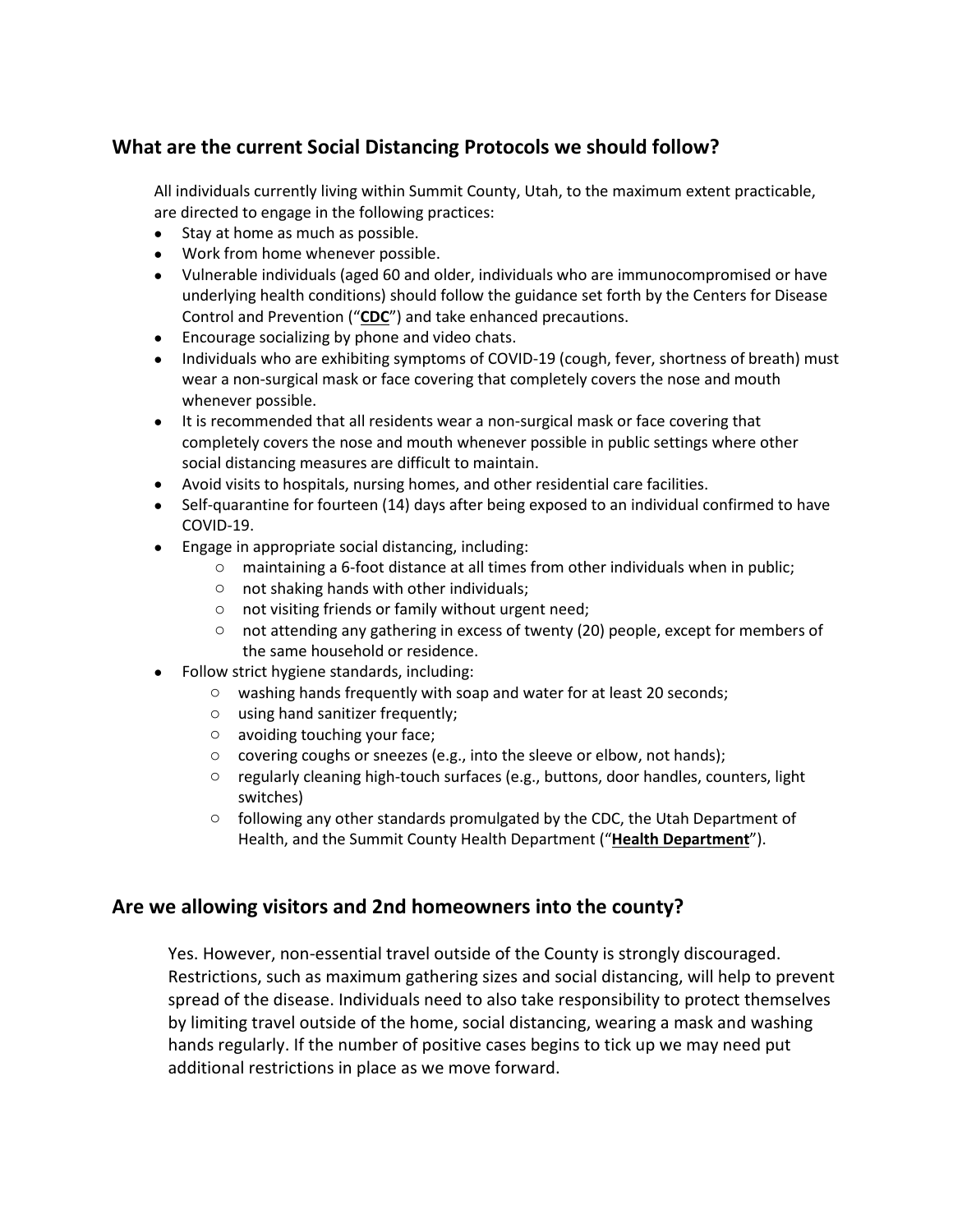## What are the current Social Distancing Protocols we should follow?

All individuals currently living within Summit County, Utah, to the maximum extent practicable, are directed to engage in the following practices:

- Stay at home as much as possible.
- Work from home whenever possible.
- Vulnerable individuals (aged 60 and older, individuals who are immunocompromised or have underlying health conditions) should follow the guidance set forth by the Centers for Disease Control and Prevention ("**CDC**") and take enhanced precautions.
- Encourage socializing by phone and video chats.
- Individuals who are exhibiting symptoms of COVID-19 (cough, fever, shortness of breath) must wear a non-surgical mask or face covering that completely covers the nose and mouth whenever possible.
- It is recommended that all residents wear a non-surgical mask or face covering that completely covers the nose and mouth whenever possible in public settings where other social distancing measures are difficult to maintain.
- Avoid visits to hospitals, nursing homes, and other residential care facilities.
- Self-quarantine for fourteen (14) days after being exposed to an individual confirmed to have COVID-19.
- Engage in appropriate social distancing, including:
  - maintaining a 6-foot distance at all times from other individuals when in public;
  - not shaking hands with other individuals;
  - not visiting friends or family without urgent need;
  - not attending any gathering in excess of twenty (20) people, except for members of the same household or residence.
- Follow strict hygiene standards, including:
  - washing hands frequently with soap and water for at least 20 seconds;
  - using hand sanitizer frequently;
  - avoiding touching your face;
  - covering coughs or sneezes (e.g., into the sleeve or elbow, not hands);
  - regularly cleaning high-touch surfaces (e.g., buttons, door handles, counters, light switches)
  - following any other standards promulgated by the CDC, the Utah Department of Health, and the Summit County Health Department ("**Health Department**").

## Are we allowing visitors and 2nd homeowners into the county?

Yes. However, non-essential travel outside of the County is strongly discouraged. Restrictions, such as maximum gathering sizes and social distancing, will help to prevent spread of the disease. Individuals need to also take responsibility to protect themselves by limiting travel outside of the home, social distancing, wearing a mask and washing hands regularly. If the number of positive cases begins to tick up we may need put additional restrictions in place as we move forward.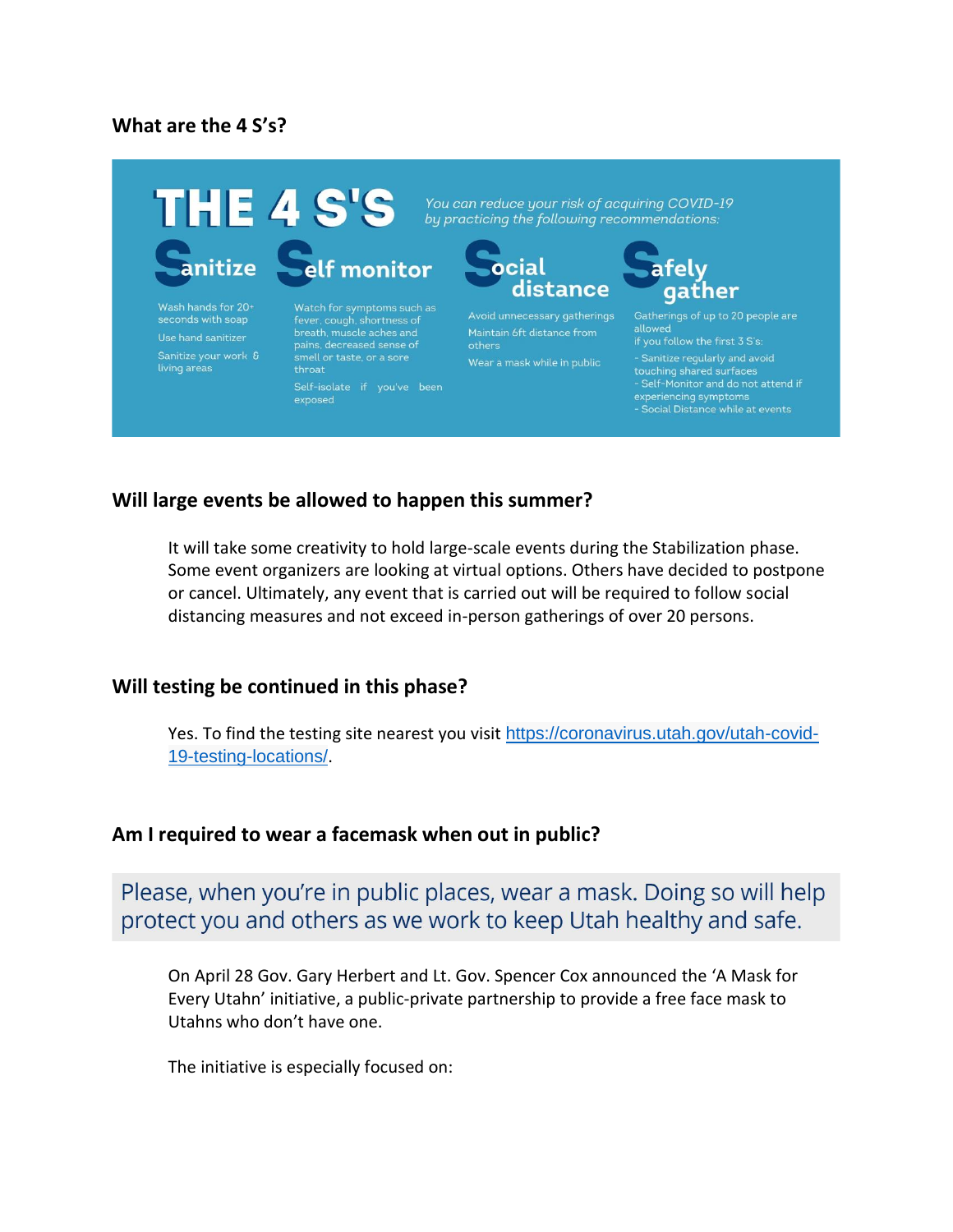### What are the 4 S's?

## THE 4 S'S

*You can reduce your risk of acquiring COVID-19 by practicing the following recommendations:*

**Sanitize**

Wash hands for 20+ seconds with soap

Use hand sanitizer

Sanitize your work & living areas

**Self monitor**

Watch for symptoms such as fever, cough, shortness of breath, muscle aches and pains, decreased sense of smell or taste, or a sore throat

Self-isolate if you've been exposed

**Social distance**

Avoid unnecessary gatherings

Maintain 6ft distance from others

Wear a mask while in public

**Safely gather**

Gatherings of up to 20 people are allowed
if you follow the first 3 S's:

- Sanitize regularly and avoid touching shared surfaces
- Self-Monitor and do not attend if experiencing symptoms
- Social Distance while at events

### Will large events be allowed to happen this summer?

It will take some creativity to hold large-scale events during the Stabilization phase. Some event organizers are looking at virtual options. Others have decided to postpone or cancel. Ultimately, any event that is carried out will be required to follow social distancing measures and not exceed in-person gatherings of over 20 persons.

### Will testing be continued in this phase?

Yes. To find the testing site nearest you visit https://coronavirus.utah.gov/utah-covid-19-testing-locations/.

### Am I required to wear a facemask when out in public?

Please, when you're in public places, wear a mask. Doing so will help protect you and others as we work to keep Utah healthy and safe.

On April 28 Gov. Gary Herbert and Lt. Gov. Spencer Cox announced the 'A Mask for Every Utahn' initiative, a public-private partnership to provide a free face mask to Utahns who don't have one.

The initiative is especially focused on: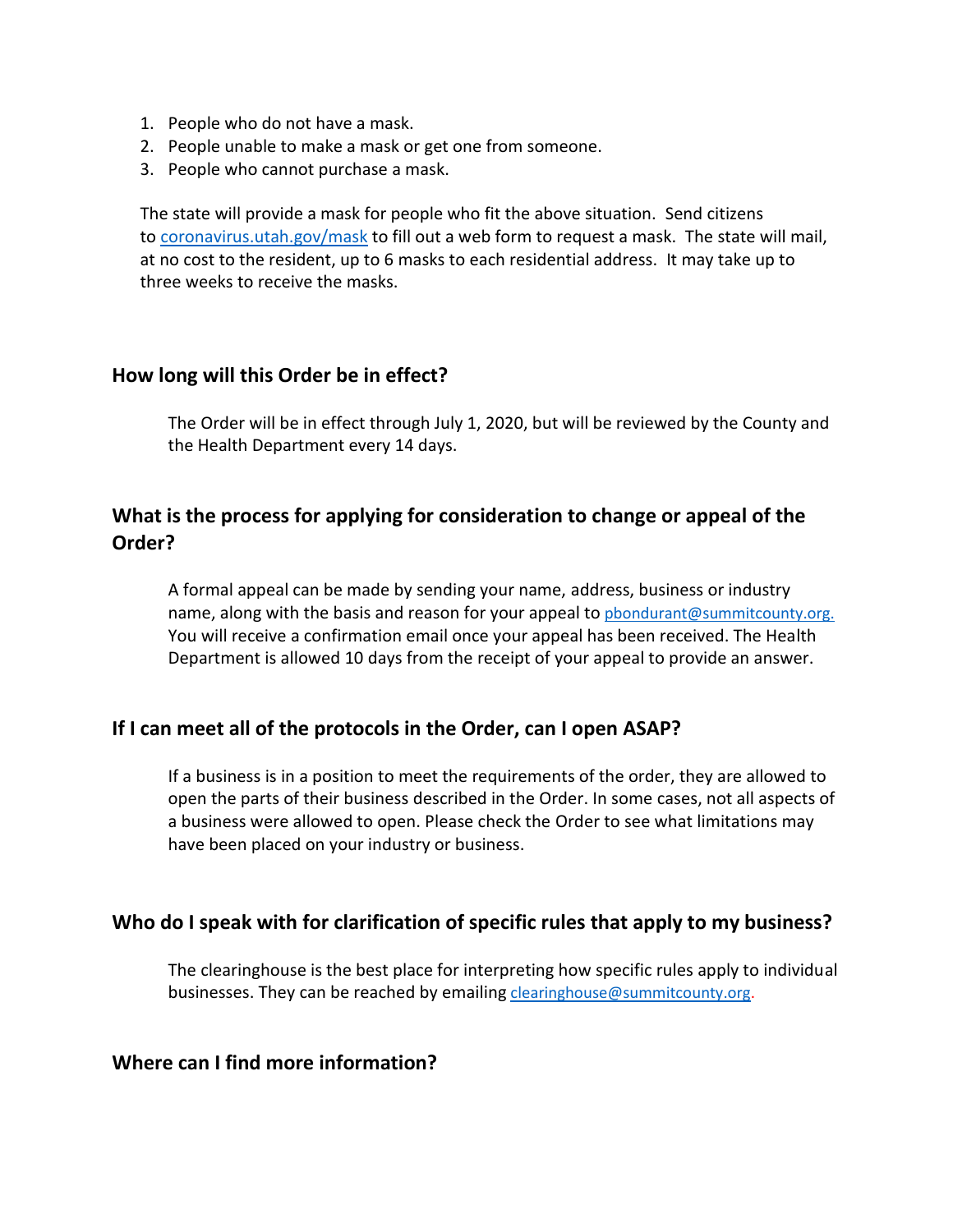1. People who do not have a mask.
2. People unable to make a mask or get one from someone.
3. People who cannot purchase a mask.

The state will provide a mask for people who fit the above situation. Send citizens to [coronavirus.utah.gov/mask](coronavirus.utah.gov/mask) to fill out a web form to request a mask. The state will mail, at no cost to the resident, up to 6 masks to each residential address. It may take up to three weeks to receive the masks.

## How long will this Order be in effect?

The Order will be in effect through July 1, 2020, but will be reviewed by the County and the Health Department every 14 days.

## What is the process for applying for consideration to change or appeal of the Order?

A formal appeal can be made by sending your name, address, business or industry name, along with the basis and reason for your appeal to pbondurant@summitcounty.org. You will receive a confirmation email once your appeal has been received. The Health Department is allowed 10 days from the receipt of your appeal to provide an answer.

## If I can meet all of the protocols in the Order, can I open ASAP?

If a business is in a position to meet the requirements of the order, they are allowed to open the parts of their business described in the Order. In some cases, not all aspects of a business were allowed to open. Please check the Order to see what limitations may have been placed on your industry or business.

## Who do I speak with for clarification of specific rules that apply to my business?

The clearinghouse is the best place for interpreting how specific rules apply to individual businesses. They can be reached by emailing clearinghouse@summitcounty.org.

## Where can I find more information?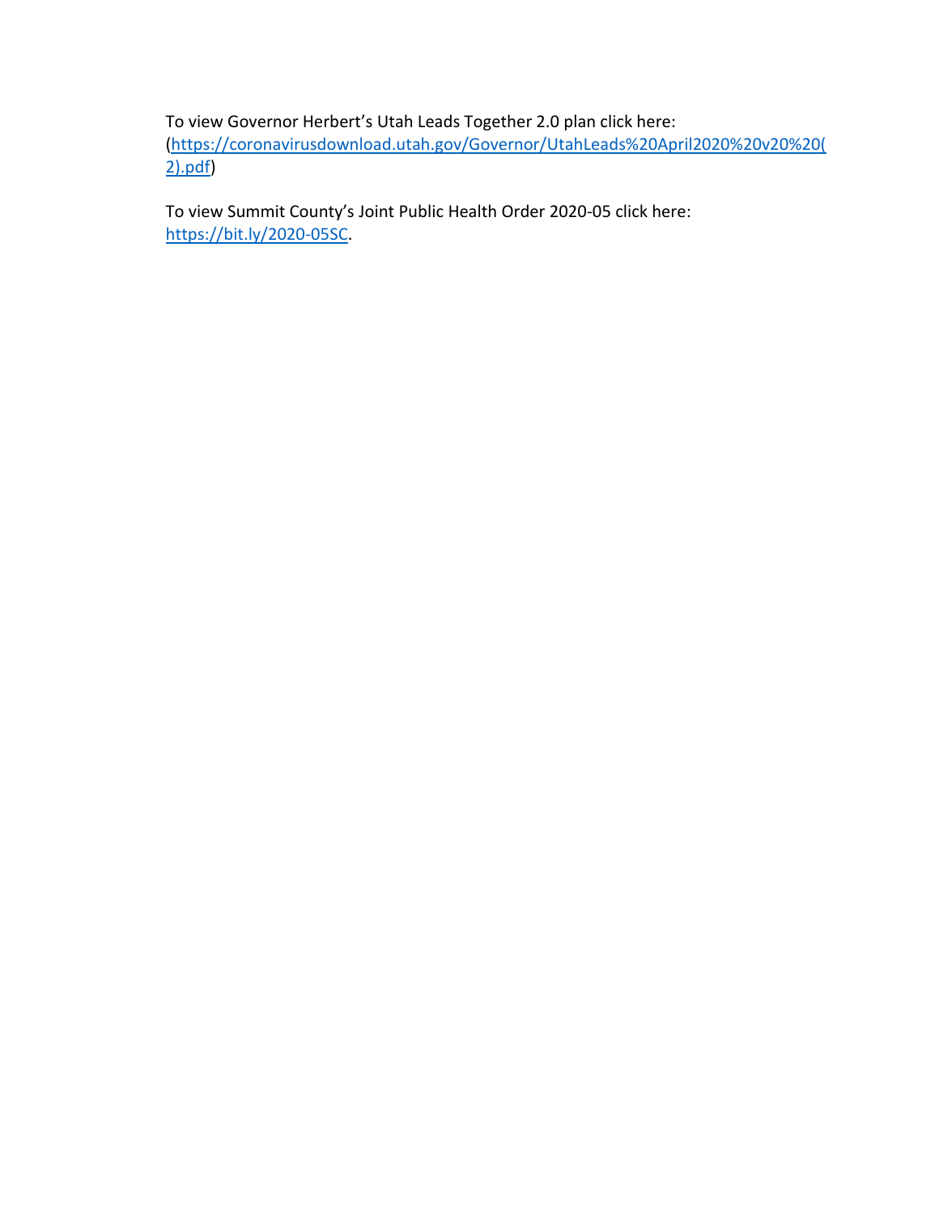To view Governor Herbert's Utah Leads Together 2.0 plan click here: (https://coronavirusdownload.utah.gov/Governor/UtahLeads%20April2020%20v20%20(2).pdf)

To view Summit County's Joint Public Health Order 2020-05 click here: https://bit.ly/2020-05SC.